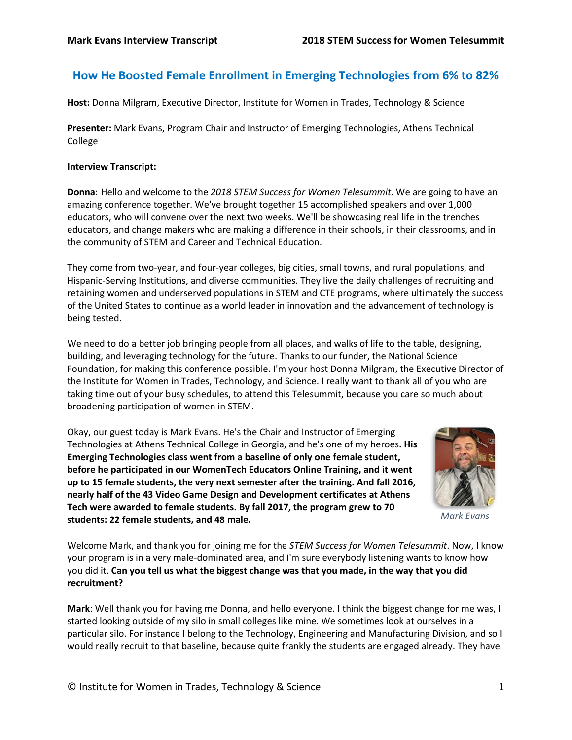## How He Boosted Female Enrollment in Emerging Technologies from 6% to 82%

**Host:** Donna Milgram, Executive Director, Institute for Women in Trades, Technology & Science

**Presenter:** Mark Evans, Program Chair and Instructor of Emerging Technologies, Athens Technical College

**Interview Transcript:**

**Donna**: Hello and welcome to the *2018 STEM Success for Women Telesummit*. We are going to have an amazing conference together. We've brought together 15 accomplished speakers and over 1,000 educators, who will convene over the next two weeks. We'll be showcasing real life in the trenches educators, and change makers who are making a difference in their schools, in their classrooms, and in the community of STEM and Career and Technical Education.

They come from two-year, and four-year colleges, big cities, small towns, and rural populations, and Hispanic-Serving Institutions, and diverse communities. They live the daily challenges of recruiting and retaining women and underserved populations in STEM and CTE programs, where ultimately the success of the United States to continue as a world leader in innovation and the advancement of technology is being tested.

We need to do a better job bringing people from all places, and walks of life to the table, designing, building, and leveraging technology for the future. Thanks to our funder, the National Science Foundation, for making this conference possible. I'm your host Donna Milgram, the Executive Director of the Institute for Women in Trades, Technology, and Science. I really want to thank all of you who are taking time out of your busy schedules, to attend this Telesummit, because you care so much about broadening participation of women in STEM.

Okay, our guest today is Mark Evans. He's the Chair and Instructor of Emerging Technologies at Athens Technical College in Georgia, and he's one of my heroes**. His Emerging Technologies class went from a baseline of only one female student, before he participated in our WomenTech Educators Online Training, and it went up to 15 female students, the very next semester after the training. And fall 2016, nearly half of the 43 Video Game Design and Development certificates at Athens Tech were awarded to female students. By fall 2017, the program grew to 70 students: 22 female students, and 48 male.**

*Mark Evans*

Welcome Mark, and thank you for joining me for the *STEM Success for Women Telesummit*. Now, I know your program is in a very male-dominated area, and I'm sure everybody listening wants to know how you did it. **Can you tell us what the biggest change was that you made, in the way that you did recruitment?**

**Mark**: Well thank you for having me Donna, and hello everyone. I think the biggest change for me was, I started looking outside of my silo in small colleges like mine. We sometimes look at ourselves in a particular silo. For instance I belong to the Technology, Engineering and Manufacturing Division, and so I would really recruit to that baseline, because quite frankly the students are engaged already. They have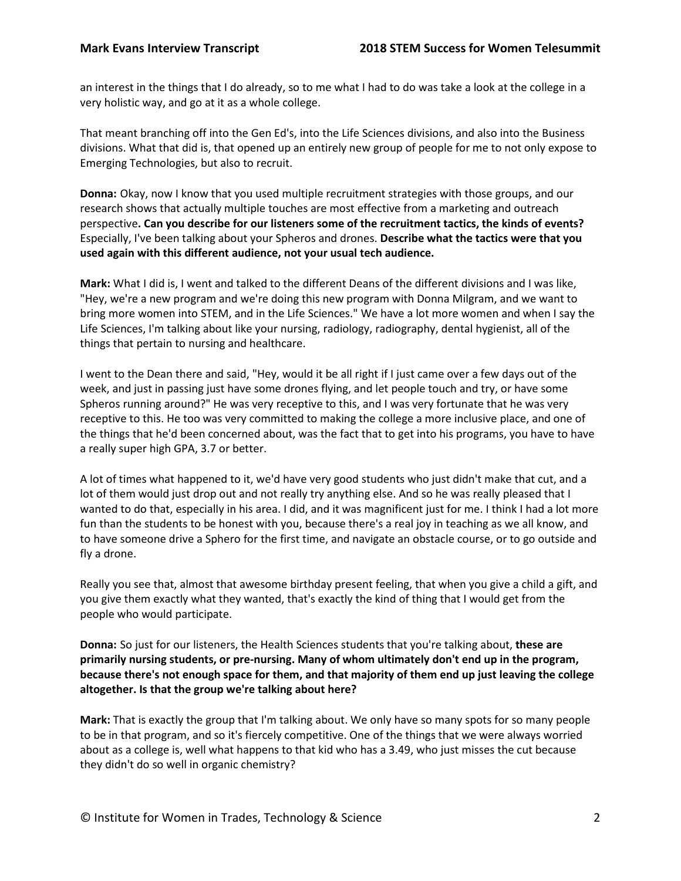an interest in the things that I do already, so to me what I had to do was take a look at the college in a very holistic way, and go at it as a whole college.

That meant branching off into the Gen Ed's, into the Life Sciences divisions, and also into the Business divisions. What that did is, that opened up an entirely new group of people for me to not only expose to Emerging Technologies, but also to recruit.

**Donna:** Okay, now I know that you used multiple recruitment strategies with those groups, and our research shows that actually multiple touches are most effective from a marketing and outreach perspective**. Can you describe for our listeners some of the recruitment tactics, the kinds of events?** Especially, I've been talking about your Spheros and drones. **Describe what the tactics were that you used again with this different audience, not your usual tech audience.**

**Mark:** What I did is, I went and talked to the different Deans of the different divisions and I was like, "Hey, we're a new program and we're doing this new program with Donna Milgram, and we want to bring more women into STEM, and in the Life Sciences." We have a lot more women and when I say the Life Sciences, I'm talking about like your nursing, radiology, radiography, dental hygienist, all of the things that pertain to nursing and healthcare.

I went to the Dean there and said, "Hey, would it be all right if I just came over a few days out of the week, and just in passing just have some drones flying, and let people touch and try, or have some Spheros running around?" He was very receptive to this, and I was very fortunate that he was very receptive to this. He too was very committed to making the college a more inclusive place, and one of the things that he'd been concerned about, was the fact that to get into his programs, you have to have a really super high GPA, 3.7 or better.

A lot of times what happened to it, we'd have very good students who just didn't make that cut, and a lot of them would just drop out and not really try anything else. And so he was really pleased that I wanted to do that, especially in his area. I did, and it was magnificent just for me. I think I had a lot more fun than the students to be honest with you, because there's a real joy in teaching as we all know, and to have someone drive a Sphero for the first time, and navigate an obstacle course, or to go outside and fly a drone.

Really you see that, almost that awesome birthday present feeling, that when you give a child a gift, and you give them exactly what they wanted, that's exactly the kind of thing that I would get from the people who would participate.

**Donna:** So just for our listeners, the Health Sciences students that you're talking about, **these are primarily nursing students, or pre-nursing. Many of whom ultimately don't end up in the program, because there's not enough space for them, and that majority of them end up just leaving the college altogether. Is that the group we're talking about here?**

**Mark:** That is exactly the group that I'm talking about. We only have so many spots for so many people to be in that program, and so it's fiercely competitive. One of the things that we were always worried about as a college is, well what happens to that kid who has a 3.49, who just misses the cut because they didn't do so well in organic chemistry?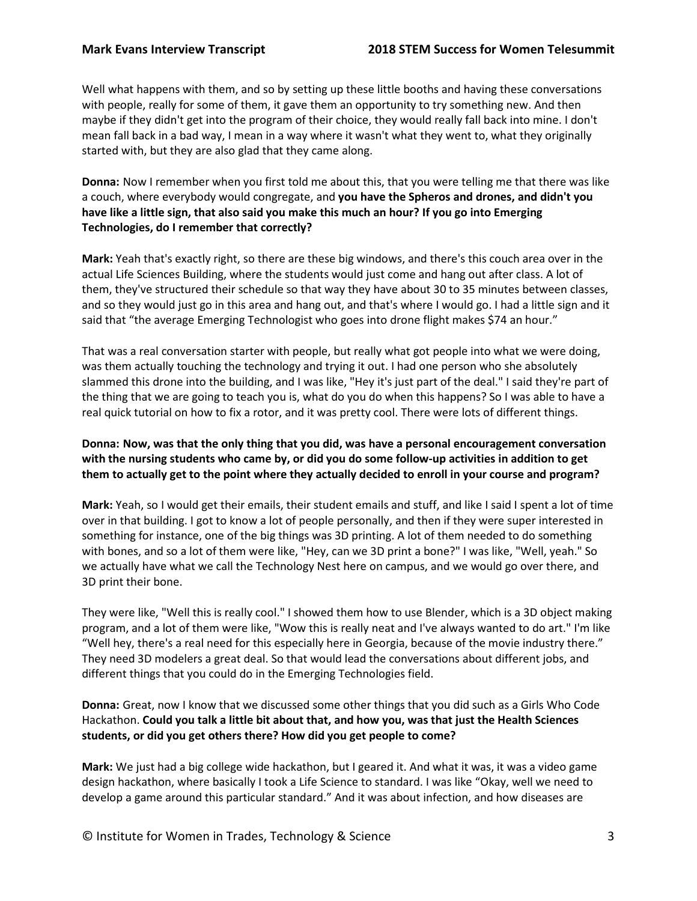Well what happens with them, and so by setting up these little booths and having these conversations with people, really for some of them, it gave them an opportunity to try something new. And then maybe if they didn't get into the program of their choice, they would really fall back into mine. I don't mean fall back in a bad way, I mean in a way where it wasn't what they went to, what they originally started with, but they are also glad that they came along.

**Donna:** Now I remember when you first told me about this, that you were telling me that there was like a couch, where everybody would congregate, and **you have the Spheros and drones, and didn't you have like a little sign, that also said you make this much an hour? If you go into Emerging Technologies, do I remember that correctly?**

**Mark:** Yeah that's exactly right, so there are these big windows, and there's this couch area over in the actual Life Sciences Building, where the students would just come and hang out after class. A lot of them, they've structured their schedule so that way they have about 30 to 35 minutes between classes, and so they would just go in this area and hang out, and that's where I would go. I had a little sign and it said that "the average Emerging Technologist who goes into drone flight makes $74 an hour."

That was a real conversation starter with people, but really what got people into what we were doing, was them actually touching the technology and trying it out. I had one person who she absolutely slammed this drone into the building, and I was like, "Hey it's just part of the deal." I said they're part of the thing that we are going to teach you is, what do you do when this happens? So I was able to have a real quick tutorial on how to fix a rotor, and it was pretty cool. There were lots of different things.

**Donna: Now, was that the only thing that you did, was have a personal encouragement conversation with the nursing students who came by, or did you do some follow-up activities in addition to get them to actually get to the point where they actually decided to enroll in your course and program?**

**Mark:** Yeah, so I would get their emails, their student emails and stuff, and like I said I spent a lot of time over in that building. I got to know a lot of people personally, and then if they were super interested in something for instance, one of the big things was 3D printing. A lot of them needed to do something with bones, and so a lot of them were like, "Hey, can we 3D print a bone?" I was like, "Well, yeah." So we actually have what we call the Technology Nest here on campus, and we would go over there, and 3D print their bone.

They were like, "Well this is really cool." I showed them how to use Blender, which is a 3D object making program, and a lot of them were like, "Wow this is really neat and I've always wanted to do art." I'm like "Well hey, there's a real need for this especially here in Georgia, because of the movie industry there." They need 3D modelers a great deal. So that would lead the conversations about different jobs, and different things that you could do in the Emerging Technologies field.

**Donna:** Great, now I know that we discussed some other things that you did such as a Girls Who Code Hackathon. **Could you talk a little bit about that, and how you, was that just the Health Sciences students, or did you get others there? How did you get people to come?**

**Mark:** We just had a big college wide hackathon, but I geared it. And what it was, it was a video game design hackathon, where basically I took a Life Science to standard. I was like "Okay, well we need to develop a game around this particular standard." And it was about infection, and how diseases are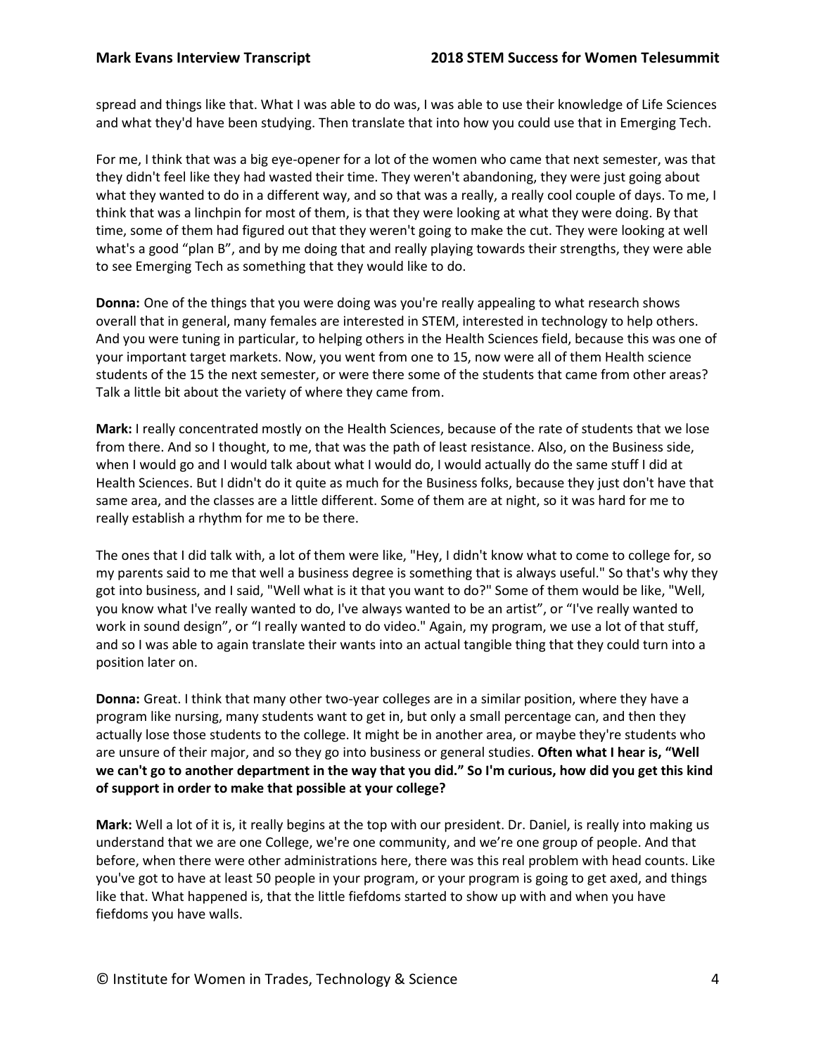spread and things like that. What I was able to do was, I was able to use their knowledge of Life Sciences and what they'd have been studying. Then translate that into how you could use that in Emerging Tech.

For me, I think that was a big eye-opener for a lot of the women who came that next semester, was that they didn't feel like they had wasted their time. They weren't abandoning, they were just going about what they wanted to do in a different way, and so that was a really, a really cool couple of days. To me, I think that was a linchpin for most of them, is that they were looking at what they were doing. By that time, some of them had figured out that they weren't going to make the cut. They were looking at well what's a good "plan B", and by me doing that and really playing towards their strengths, they were able to see Emerging Tech as something that they would like to do.

**Donna:** One of the things that you were doing was you're really appealing to what research shows overall that in general, many females are interested in STEM, interested in technology to help others. And you were tuning in particular, to helping others in the Health Sciences field, because this was one of your important target markets. Now, you went from one to 15, now were all of them Health science students of the 15 the next semester, or were there some of the students that came from other areas? Talk a little bit about the variety of where they came from.

**Mark:** I really concentrated mostly on the Health Sciences, because of the rate of students that we lose from there. And so I thought, to me, that was the path of least resistance. Also, on the Business side, when I would go and I would talk about what I would do, I would actually do the same stuff I did at Health Sciences. But I didn't do it quite as much for the Business folks, because they just don't have that same area, and the classes are a little different. Some of them are at night, so it was hard for me to really establish a rhythm for me to be there.

The ones that I did talk with, a lot of them were like, "Hey, I didn't know what to come to college for, so my parents said to me that well a business degree is something that is always useful." So that's why they got into business, and I said, "Well what is it that you want to do?" Some of them would be like, "Well, you know what I've really wanted to do, I've always wanted to be an artist", or "I've really wanted to work in sound design", or "I really wanted to do video." Again, my program, we use a lot of that stuff, and so I was able to again translate their wants into an actual tangible thing that they could turn into a position later on.

**Donna:** Great. I think that many other two-year colleges are in a similar position, where they have a program like nursing, many students want to get in, but only a small percentage can, and then they actually lose those students to the college. It might be in another area, or maybe they're students who are unsure of their major, and so they go into business or general studies. **Often what I hear is, "Well we can't go to another department in the way that you did." So I'm curious, how did you get this kind of support in order to make that possible at your college?**

**Mark:** Well a lot of it is, it really begins at the top with our president. Dr. Daniel, is really into making us understand that we are one College, we're one community, and we're one group of people. And that before, when there were other administrations here, there was this real problem with head counts. Like you've got to have at least 50 people in your program, or your program is going to get axed, and things like that. What happened is, that the little fiefdoms started to show up with and when you have fiefdoms you have walls.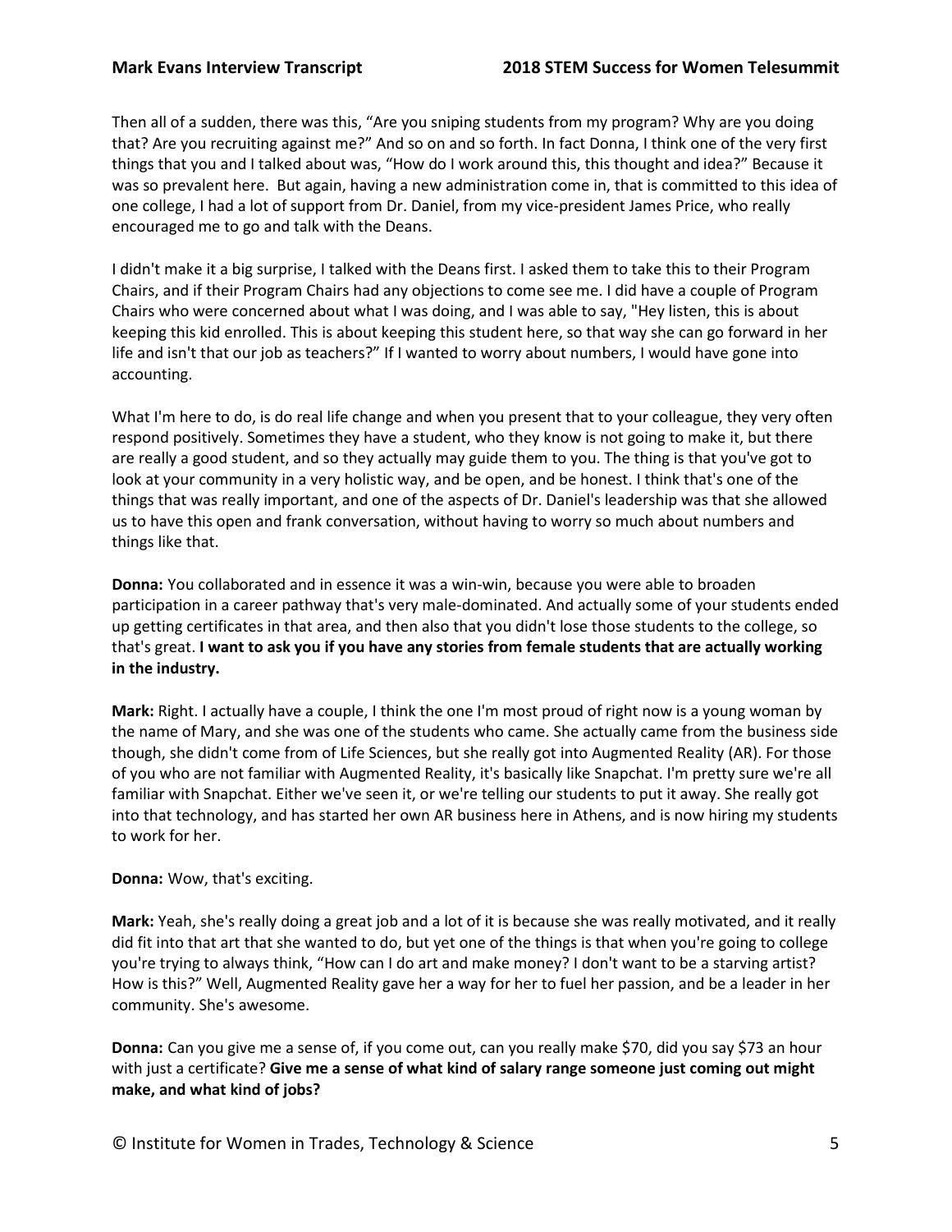Then all of a sudden, there was this, "Are you sniping students from my program? Why are you doing that? Are you recruiting against me?" And so on and so forth. In fact Donna, I think one of the very first things that you and I talked about was, "How do I work around this, this thought and idea?" Because it was so prevalent here. But again, having a new administration come in, that is committed to this idea of one college, I had a lot of support from Dr. Daniel, from my vice-president James Price, who really encouraged me to go and talk with the Deans.

I didn't make it a big surprise, I talked with the Deans first. I asked them to take this to their Program Chairs, and if their Program Chairs had any objections to come see me. I did have a couple of Program Chairs who were concerned about what I was doing, and I was able to say, "Hey listen, this is about keeping this kid enrolled. This is about keeping this student here, so that way she can go forward in her life and isn't that our job as teachers?" If I wanted to worry about numbers, I would have gone into accounting.

What I'm here to do, is do real life change and when you present that to your colleague, they very often respond positively. Sometimes they have a student, who they know is not going to make it, but there are really a good student, and so they actually may guide them to you. The thing is that you've got to look at your community in a very holistic way, and be open, and be honest. I think that's one of the things that was really important, and one of the aspects of Dr. Daniel's leadership was that she allowed us to have this open and frank conversation, without having to worry so much about numbers and things like that.

**Donna:** You collaborated and in essence it was a win-win, because you were able to broaden participation in a career pathway that's very male-dominated. And actually some of your students ended up getting certificates in that area, and then also that you didn't lose those students to the college, so that's great. **I want to ask you if you have any stories from female students that are actually working in the industry.**

**Mark:** Right. I actually have a couple, I think the one I'm most proud of right now is a young woman by the name of Mary, and she was one of the students who came. She actually came from the business side though, she didn't come from of Life Sciences, but she really got into Augmented Reality (AR). For those of you who are not familiar with Augmented Reality, it's basically like Snapchat. I'm pretty sure we're all familiar with Snapchat. Either we've seen it, or we're telling our students to put it away. She really got into that technology, and has started her own AR business here in Athens, and is now hiring my students to work for her.

**Donna:** Wow, that's exciting.

**Mark:** Yeah, she's really doing a great job and a lot of it is because she was really motivated, and it really did fit into that art that she wanted to do, but yet one of the things is that when you're going to college you're trying to always think, "How can I do art and make money? I don't want to be a starving artist? How is this?" Well, Augmented Reality gave her a way for her to fuel her passion, and be a leader in her community. She's awesome.

**Donna:** Can you give me a sense of, if you come out, can you really make $70, did you say $73 an hour with just a certificate? **Give me a sense of what kind of salary range someone just coming out might make, and what kind of jobs?**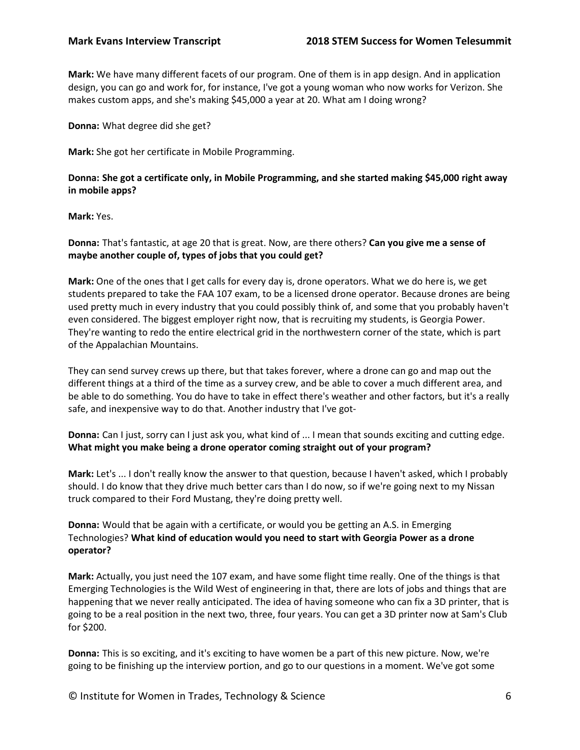**Mark:** We have many different facets of our program. One of them is in app design. And in application design, you can go and work for, for instance, I've got a young woman who now works for Verizon. She makes custom apps, and she's making $45,000 a year at 20. What am I doing wrong?

**Donna:** What degree did she get?

**Mark:** She got her certificate in Mobile Programming.

**Donna: She got a certificate only, in Mobile Programming, and she started making $45,000 right away in mobile apps?**

**Mark:** Yes.

**Donna:** That's fantastic, at age 20 that is great. Now, are there others? **Can you give me a sense of maybe another couple of, types of jobs that you could get?**

**Mark:** One of the ones that I get calls for every day is, drone operators. What we do here is, we get students prepared to take the FAA 107 exam, to be a licensed drone operator. Because drones are being used pretty much in every industry that you could possibly think of, and some that you probably haven't even considered. The biggest employer right now, that is recruiting my students, is Georgia Power. They're wanting to redo the entire electrical grid in the northwestern corner of the state, which is part of the Appalachian Mountains.

They can send survey crews up there, but that takes forever, where a drone can go and map out the different things at a third of the time as a survey crew, and be able to cover a much different area, and be able to do something. You do have to take in effect there's weather and other factors, but it's a really safe, and inexpensive way to do that. Another industry that I've got-

**Donna:** Can I just, sorry can I just ask you, what kind of ... I mean that sounds exciting and cutting edge. **What might you make being a drone operator coming straight out of your program?**

**Mark:** Let's ... I don't really know the answer to that question, because I haven't asked, which I probably should. I do know that they drive much better cars than I do now, so if we're going next to my Nissan truck compared to their Ford Mustang, they're doing pretty well.

**Donna:** Would that be again with a certificate, or would you be getting an A.S. in Emerging Technologies? **What kind of education would you need to start with Georgia Power as a drone operator?**

**Mark:** Actually, you just need the 107 exam, and have some flight time really. One of the things is that Emerging Technologies is the Wild West of engineering in that, there are lots of jobs and things that are happening that we never really anticipated. The idea of having someone who can fix a 3D printer, that is going to be a real position in the next two, three, four years. You can get a 3D printer now at Sam's Club for $200.

**Donna:** This is so exciting, and it's exciting to have women be a part of this new picture. Now, we're going to be finishing up the interview portion, and go to our questions in a moment. We've got some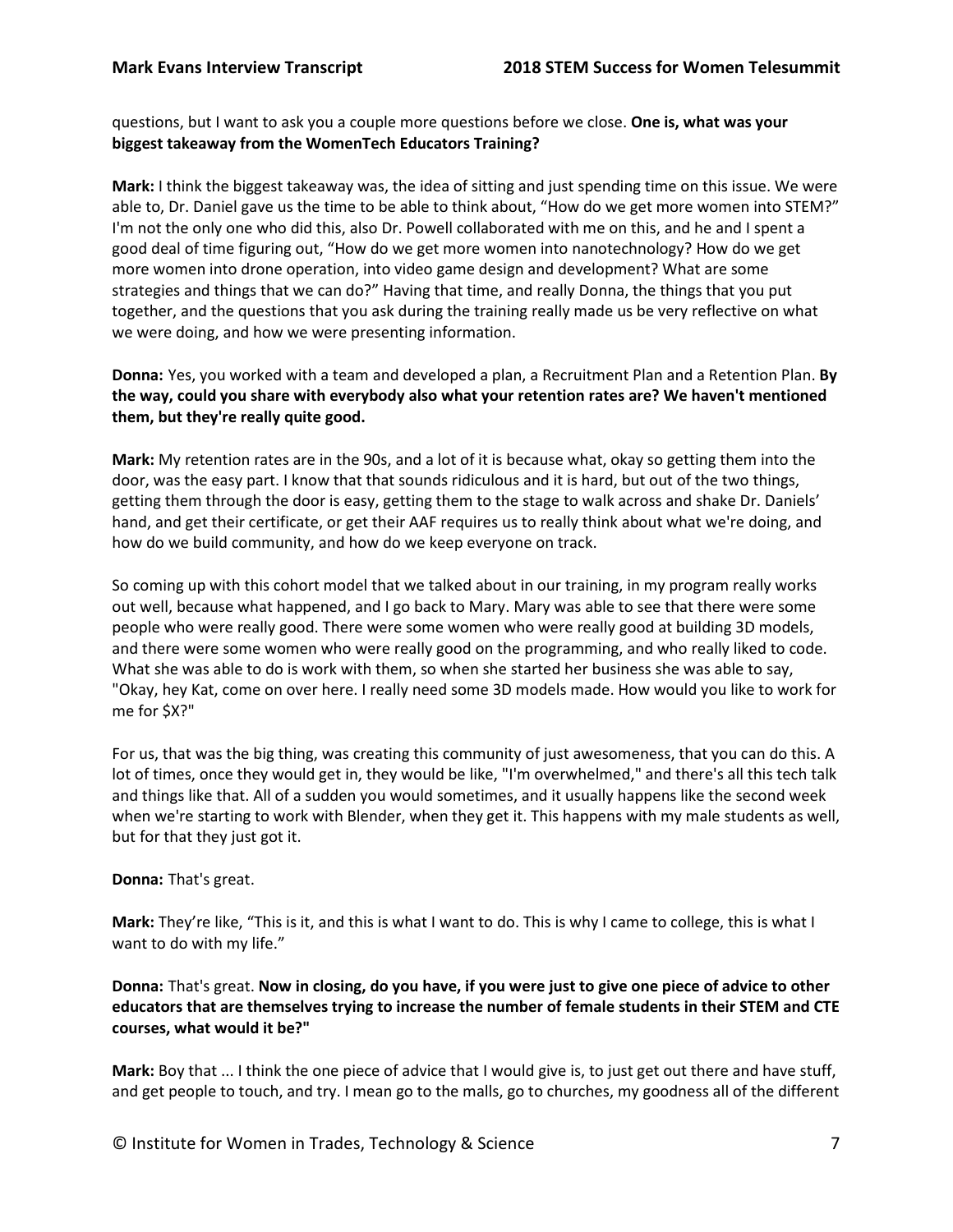questions, but I want to ask you a couple more questions before we close. **One is, what was your biggest takeaway from the WomenTech Educators Training?**

**Mark:** I think the biggest takeaway was, the idea of sitting and just spending time on this issue. We were able to, Dr. Daniel gave us the time to be able to think about, "How do we get more women into STEM?" I'm not the only one who did this, also Dr. Powell collaborated with me on this, and he and I spent a good deal of time figuring out, "How do we get more women into nanotechnology? How do we get more women into drone operation, into video game design and development? What are some strategies and things that we can do?" Having that time, and really Donna, the things that you put together, and the questions that you ask during the training really made us be very reflective on what we were doing, and how we were presenting information.

**Donna:** Yes, you worked with a team and developed a plan, a Recruitment Plan and a Retention Plan. **By the way, could you share with everybody also what your retention rates are? We haven't mentioned them, but they're really quite good.**

**Mark:** My retention rates are in the 90s, and a lot of it is because what, okay so getting them into the door, was the easy part. I know that that sounds ridiculous and it is hard, but out of the two things, getting them through the door is easy, getting them to the stage to walk across and shake Dr. Daniels' hand, and get their certificate, or get their AAF requires us to really think about what we're doing, and how do we build community, and how do we keep everyone on track.

So coming up with this cohort model that we talked about in our training, in my program really works out well, because what happened, and I go back to Mary. Mary was able to see that there were some people who were really good. There were some women who were really good at building 3D models, and there were some women who were really good on the programming, and who really liked to code. What she was able to do is work with them, so when she started her business she was able to say, "Okay, hey Kat, come on over here. I really need some 3D models made. How would you like to work for me for $X?"

For us, that was the big thing, was creating this community of just awesomeness, that you can do this. A lot of times, once they would get in, they would be like, "I'm overwhelmed," and there's all this tech talk and things like that. All of a sudden you would sometimes, and it usually happens like the second week when we're starting to work with Blender, when they get it. This happens with my male students as well, but for that they just got it.

**Donna:** That's great.

**Mark:** They're like, "This is it, and this is what I want to do. This is why I came to college, this is what I want to do with my life."

**Donna:** That's great. **Now in closing, do you have, if you were just to give one piece of advice to other educators that are themselves trying to increase the number of female students in their STEM and CTE courses, what would it be?"**

**Mark:** Boy that ... I think the one piece of advice that I would give is, to just get out there and have stuff, and get people to touch, and try. I mean go to the malls, go to churches, my goodness all of the different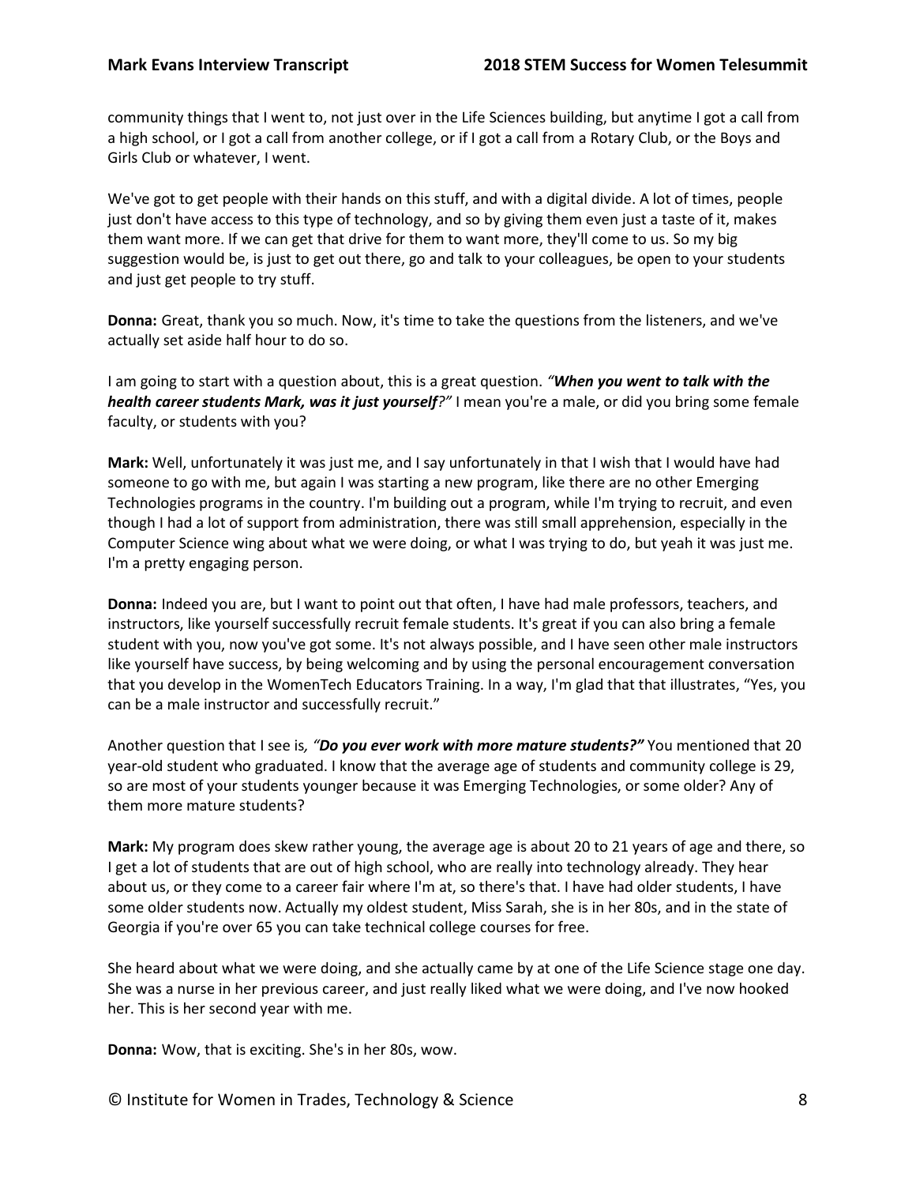community things that I went to, not just over in the Life Sciences building, but anytime I got a call from a high school, or I got a call from another college, or if I got a call from a Rotary Club, or the Boys and Girls Club or whatever, I went.

We've got to get people with their hands on this stuff, and with a digital divide. A lot of times, people just don't have access to this type of technology, and so by giving them even just a taste of it, makes them want more. If we can get that drive for them to want more, they'll come to us. So my big suggestion would be, is just to get out there, go and talk to your colleagues, be open to your students and just get people to try stuff.

**Donna:** Great, thank you so much. Now, it's time to take the questions from the listeners, and we've actually set aside half hour to do so.

I am going to start with a question about, this is a great question. *"**When you went to talk with the health career students Mark, was it just yourself**?"* I mean you're a male, or did you bring some female faculty, or students with you?

**Mark:** Well, unfortunately it was just me, and I say unfortunately in that I wish that I would have had someone to go with me, but again I was starting a new program, like there are no other Emerging Technologies programs in the country. I'm building out a program, while I'm trying to recruit, and even though I had a lot of support from administration, there was still small apprehension, especially in the Computer Science wing about what we were doing, or what I was trying to do, but yeah it was just me. I'm a pretty engaging person.

**Donna:** Indeed you are, but I want to point out that often, I have had male professors, teachers, and instructors, like yourself successfully recruit female students. It's great if you can also bring a female student with you, now you've got some. It's not always possible, and I have seen other male instructors like yourself have success, by being welcoming and by using the personal encouragement conversation that you develop in the WomenTech Educators Training. In a way, I'm glad that that illustrates, "Yes, you can be a male instructor and successfully recruit."

Another question that I see is*, "**Do you ever work with more mature students?"*** You mentioned that 20 year-old student who graduated. I know that the average age of students and community college is 29, so are most of your students younger because it was Emerging Technologies, or some older? Any of them more mature students?

**Mark:** My program does skew rather young, the average age is about 20 to 21 years of age and there, so I get a lot of students that are out of high school, who are really into technology already. They hear about us, or they come to a career fair where I'm at, so there's that. I have had older students, I have some older students now. Actually my oldest student, Miss Sarah, she is in her 80s, and in the state of Georgia if you're over 65 you can take technical college courses for free.

She heard about what we were doing, and she actually came by at one of the Life Science stage one day. She was a nurse in her previous career, and just really liked what we were doing, and I've now hooked her. This is her second year with me.

**Donna:** Wow, that is exciting. She's in her 80s, wow.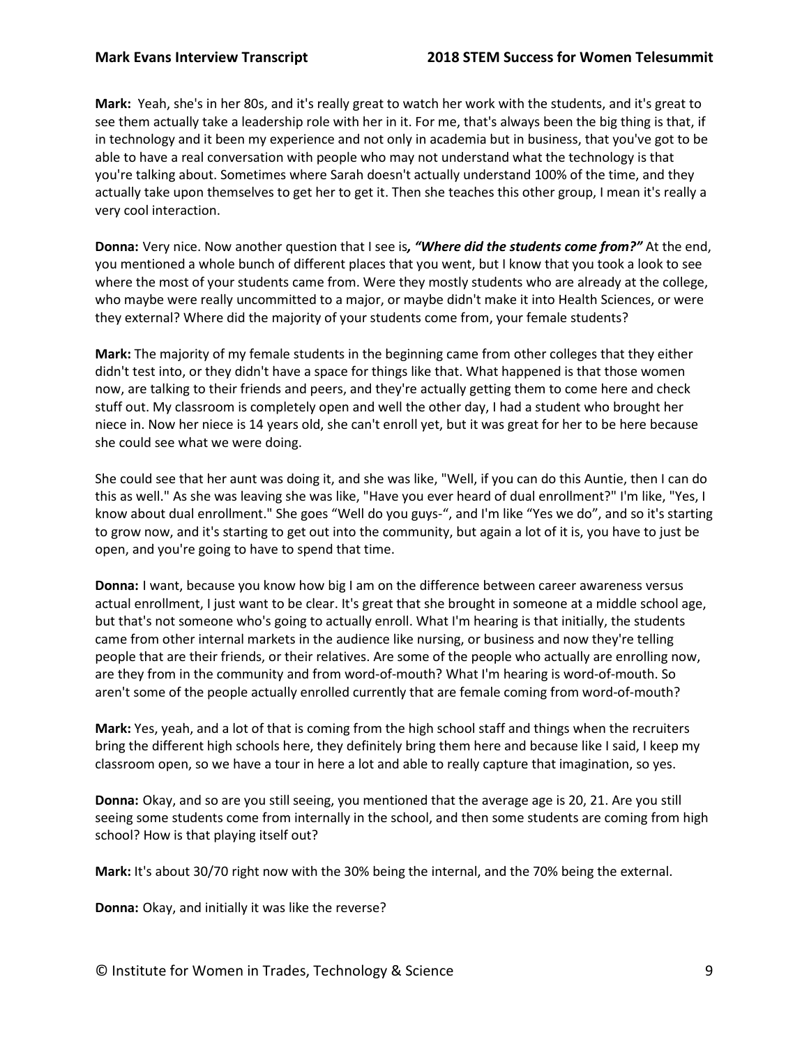**Mark:** Yeah, she's in her 80s, and it's really great to watch her work with the students, and it's great to see them actually take a leadership role with her in it. For me, that's always been the big thing is that, if in technology and it been my experience and not only in academia but in business, that you've got to be able to have a real conversation with people who may not understand what the technology is that you're talking about. Sometimes where Sarah doesn't actually understand 100% of the time, and they actually take upon themselves to get her to get it. Then she teaches this other group, I mean it's really a very cool interaction.

**Donna:** Very nice. Now another question that I see is*, **"Where did the students come from?"*** At the end, you mentioned a whole bunch of different places that you went, but I know that you took a look to see where the most of your students came from. Were they mostly students who are already at the college, who maybe were really uncommitted to a major, or maybe didn't make it into Health Sciences, or were they external? Where did the majority of your students come from, your female students?

**Mark:** The majority of my female students in the beginning came from other colleges that they either didn't test into, or they didn't have a space for things like that. What happened is that those women now, are talking to their friends and peers, and they're actually getting them to come here and check stuff out. My classroom is completely open and well the other day, I had a student who brought her niece in. Now her niece is 14 years old, she can't enroll yet, but it was great for her to be here because she could see what we were doing.

She could see that her aunt was doing it, and she was like, "Well, if you can do this Auntie, then I can do this as well." As she was leaving she was like, "Have you ever heard of dual enrollment?" I'm like, "Yes, I know about dual enrollment." She goes "Well do you guys-", and I'm like "Yes we do", and so it's starting to grow now, and it's starting to get out into the community, but again a lot of it is, you have to just be open, and you're going to have to spend that time.

**Donna:** I want, because you know how big I am on the difference between career awareness versus actual enrollment, I just want to be clear. It's great that she brought in someone at a middle school age, but that's not someone who's going to actually enroll. What I'm hearing is that initially, the students came from other internal markets in the audience like nursing, or business and now they're telling people that are their friends, or their relatives. Are some of the people who actually are enrolling now, are they from in the community and from word-of-mouth? What I'm hearing is word-of-mouth. So aren't some of the people actually enrolled currently that are female coming from word-of-mouth?

**Mark:** Yes, yeah, and a lot of that is coming from the high school staff and things when the recruiters bring the different high schools here, they definitely bring them here and because like I said, I keep my classroom open, so we have a tour in here a lot and able to really capture that imagination, so yes.

**Donna:** Okay, and so are you still seeing, you mentioned that the average age is 20, 21. Are you still seeing some students come from internally in the school, and then some students are coming from high school? How is that playing itself out?

**Mark:** It's about 30/70 right now with the 30% being the internal, and the 70% being the external.

**Donna:** Okay, and initially it was like the reverse?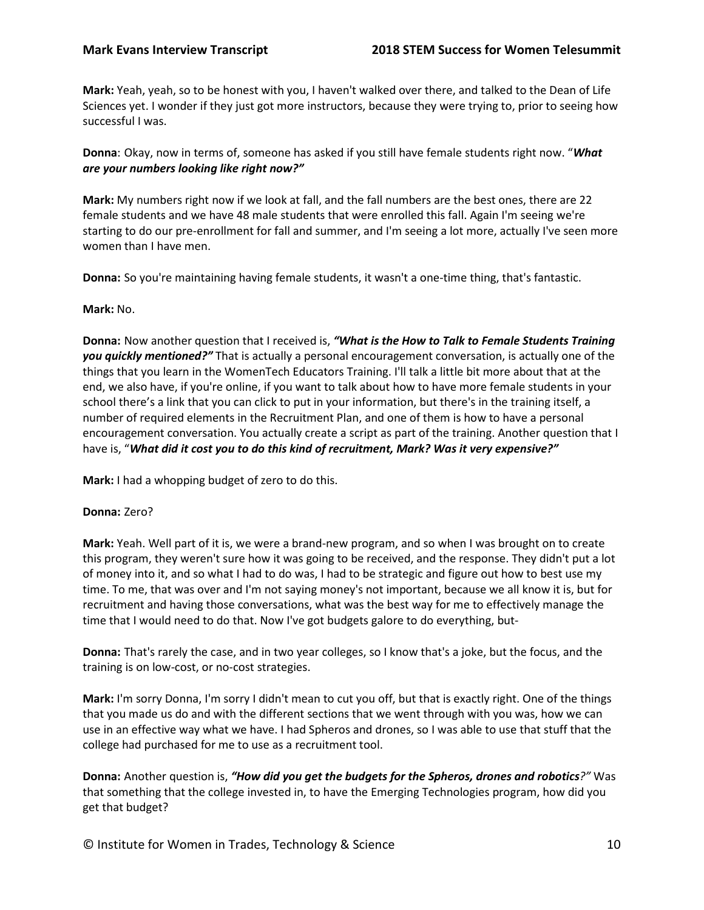**Mark:** Yeah, yeah, so to be honest with you, I haven't walked over there, and talked to the Dean of Life Sciences yet. I wonder if they just got more instructors, because they were trying to, prior to seeing how successful I was.

**Donna**: Okay, now in terms of, someone has asked if you still have female students right now. "***What are your numbers looking like right now?"***

**Mark:** My numbers right now if we look at fall, and the fall numbers are the best ones, there are 22 female students and we have 48 male students that were enrolled this fall. Again I'm seeing we're starting to do our pre-enrollment for fall and summer, and I'm seeing a lot more, actually I've seen more women than I have men.

**Donna:** So you're maintaining having female students, it wasn't a one-time thing, that's fantastic.

**Mark:** No.

**Donna:** Now another question that I received is, ***"What is the How to Talk to Female Students Training you quickly mentioned?"*** That is actually a personal encouragement conversation, is actually one of the things that you learn in the WomenTech Educators Training. I'll talk a little bit more about that at the end, we also have, if you're online, if you want to talk about how to have more female students in your school there's a link that you can click to put in your information, but there's in the training itself, a number of required elements in the Recruitment Plan, and one of them is how to have a personal encouragement conversation. You actually create a script as part of the training. Another question that I have is, "***What did it cost you to do this kind of recruitment, Mark? Was it very expensive?"***

**Mark:** I had a whopping budget of zero to do this.

**Donna:** Zero?

**Mark:** Yeah. Well part of it is, we were a brand-new program, and so when I was brought on to create this program, they weren't sure how it was going to be received, and the response. They didn't put a lot of money into it, and so what I had to do was, I had to be strategic and figure out how to best use my time. To me, that was over and I'm not saying money's not important, because we all know it is, but for recruitment and having those conversations, what was the best way for me to effectively manage the time that I would need to do that. Now I've got budgets galore to do everything, but-

**Donna:** That's rarely the case, and in two year colleges, so I know that's a joke, but the focus, and the training is on low-cost, or no-cost strategies.

**Mark:** I'm sorry Donna, I'm sorry I didn't mean to cut you off, but that is exactly right. One of the things that you made us do and with the different sections that we went through with you was, how we can use in an effective way what we have. I had Spheros and drones, so I was able to use that stuff that the college had purchased for me to use as a recruitment tool.

**Donna:** Another question is, ***"How did you get the budgets for the Spheros, drones and robotics****?"* Was that something that the college invested in, to have the Emerging Technologies program, how did you get that budget?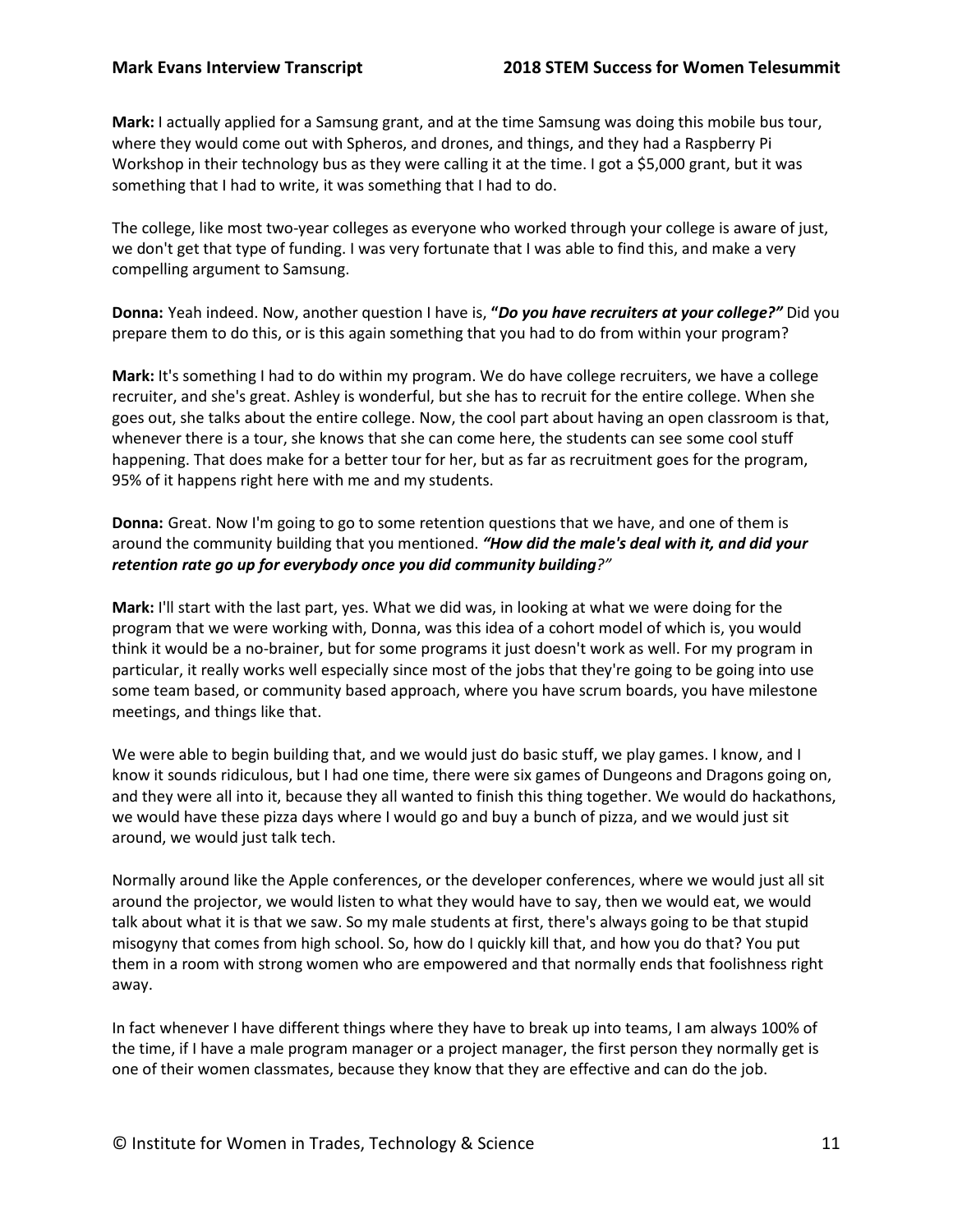**Mark:** I actually applied for a Samsung grant, and at the time Samsung was doing this mobile bus tour, where they would come out with Spheros, and drones, and things, and they had a Raspberry Pi Workshop in their technology bus as they were calling it at the time. I got a $5,000 grant, but it was something that I had to write, it was something that I had to do.

The college, like most two-year colleges as everyone who worked through your college is aware of just, we don't get that type of funding. I was very fortunate that I was able to find this, and make a very compelling argument to Samsung.

**Donna:** Yeah indeed. Now, another question I have is, **"*Do you have recruiters at your college?"*** Did you prepare them to do this, or is this again something that you had to do from within your program?

**Mark:** It's something I had to do within my program. We do have college recruiters, we have a college recruiter, and she's great. Ashley is wonderful, but she has to recruit for the entire college. When she goes out, she talks about the entire college. Now, the cool part about having an open classroom is that, whenever there is a tour, she knows that she can come here, the students can see some cool stuff happening. That does make for a better tour for her, but as far as recruitment goes for the program, 95% of it happens right here with me and my students.

**Donna:** Great. Now I'm going to go to some retention questions that we have, and one of them is around the community building that you mentioned. ***"How did the male's deal with it, and did your retention rate go up for everybody once you did community building****?"*

**Mark:** I'll start with the last part, yes. What we did was, in looking at what we were doing for the program that we were working with, Donna, was this idea of a cohort model of which is, you would think it would be a no-brainer, but for some programs it just doesn't work as well. For my program in particular, it really works well especially since most of the jobs that they're going to be going into use some team based, or community based approach, where you have scrum boards, you have milestone meetings, and things like that.

We were able to begin building that, and we would just do basic stuff, we play games. I know, and I know it sounds ridiculous, but I had one time, there were six games of Dungeons and Dragons going on, and they were all into it, because they all wanted to finish this thing together. We would do hackathons, we would have these pizza days where I would go and buy a bunch of pizza, and we would just sit around, we would just talk tech.

Normally around like the Apple conferences, or the developer conferences, where we would just all sit around the projector, we would listen to what they would have to say, then we would eat, we would talk about what it is that we saw. So my male students at first, there's always going to be that stupid misogyny that comes from high school. So, how do I quickly kill that, and how you do that? You put them in a room with strong women who are empowered and that normally ends that foolishness right away.

In fact whenever I have different things where they have to break up into teams, I am always 100% of the time, if I have a male program manager or a project manager, the first person they normally get is one of their women classmates, because they know that they are effective and can do the job.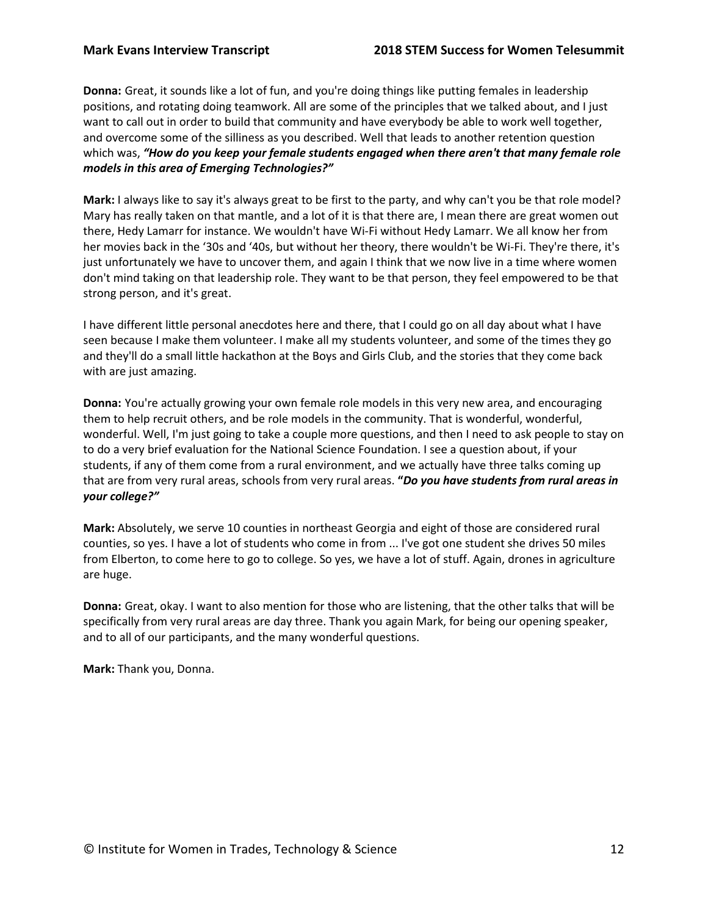**Donna:** Great, it sounds like a lot of fun, and you're doing things like putting females in leadership positions, and rotating doing teamwork. All are some of the principles that we talked about, and I just want to call out in order to build that community and have everybody be able to work well together, and overcome some of the silliness as you described. Well that leads to another retention question which was, ***"How do you keep your female students engaged when there aren't that many female role models in this area of Emerging Technologies?"***

**Mark:** I always like to say it's always great to be first to the party, and why can't you be that role model? Mary has really taken on that mantle, and a lot of it is that there are, I mean there are great women out there, Hedy Lamarr for instance. We wouldn't have Wi-Fi without Hedy Lamarr. We all know her from her movies back in the '30s and '40s, but without her theory, there wouldn't be Wi-Fi. They're there, it's just unfortunately we have to uncover them, and again I think that we now live in a time where women don't mind taking on that leadership role. They want to be that person, they feel empowered to be that strong person, and it's great.

I have different little personal anecdotes here and there, that I could go on all day about what I have seen because I make them volunteer. I make all my students volunteer, and some of the times they go and they'll do a small little hackathon at the Boys and Girls Club, and the stories that they come back with are just amazing.

**Donna:** You're actually growing your own female role models in this very new area, and encouraging them to help recruit others, and be role models in the community. That is wonderful, wonderful, wonderful. Well, I'm just going to take a couple more questions, and then I need to ask people to stay on to do a very brief evaluation for the National Science Foundation. I see a question about, if your students, if any of them come from a rural environment, and we actually have three talks coming up that are from very rural areas, schools from very rural areas. **"*Do you have students from rural areas in your college?"***

**Mark:** Absolutely, we serve 10 counties in northeast Georgia and eight of those are considered rural counties, so yes. I have a lot of students who come in from ... I've got one student she drives 50 miles from Elberton, to come here to go to college. So yes, we have a lot of stuff. Again, drones in agriculture are huge.

**Donna:** Great, okay. I want to also mention for those who are listening, that the other talks that will be specifically from very rural areas are day three. Thank you again Mark, for being our opening speaker, and to all of our participants, and the many wonderful questions.

**Mark:** Thank you, Donna.